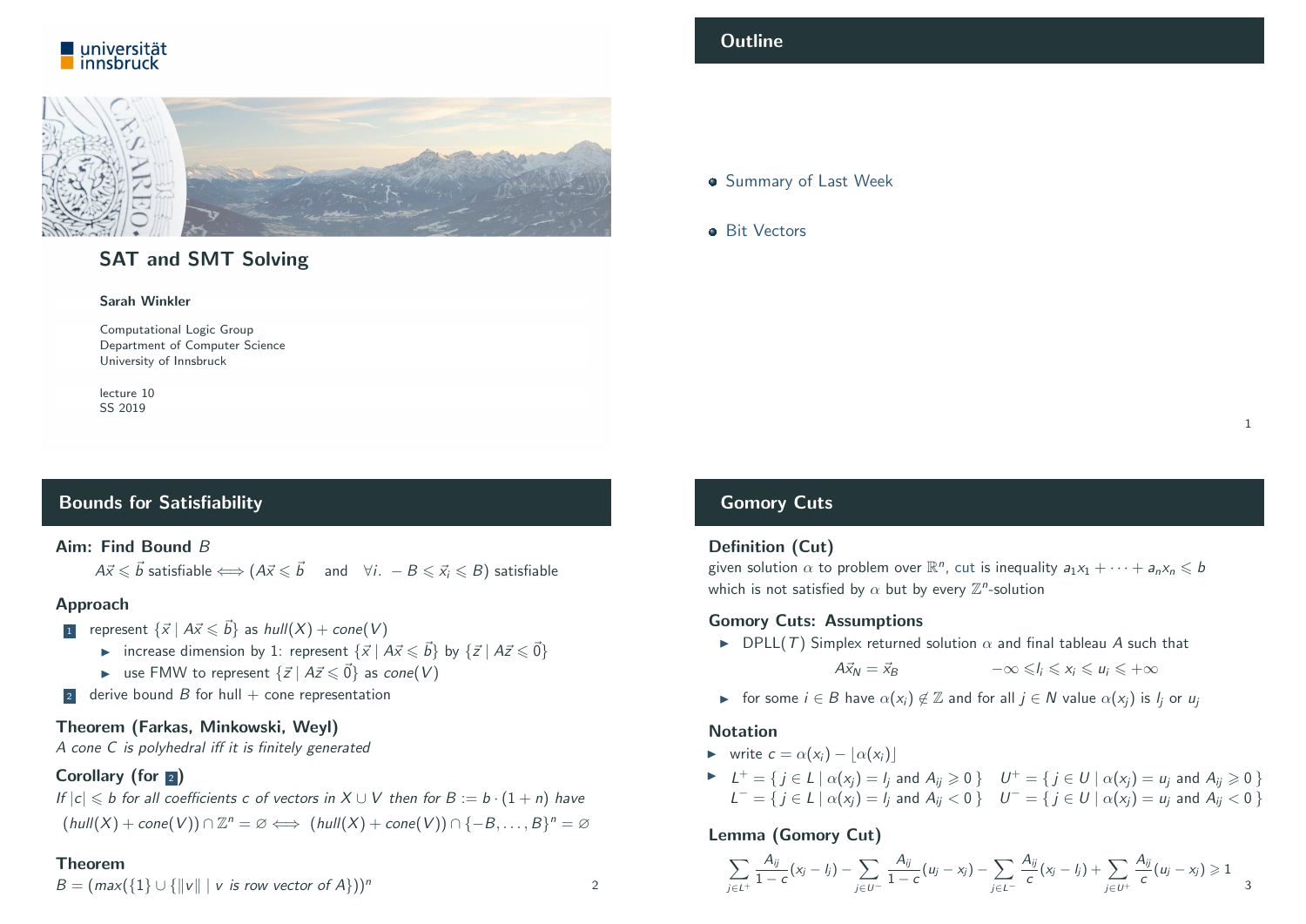universität innsbruck

# SAT and SMT Solving

**Sarah Winkler**

Computational Logic Group
Department of Computer Science
University of Innsbruck

lecture 10
SS 2019

## Outline

- Summary of Last Week
- Bit Vectors

## Bounds for Satisfiability

**Aim: Find Bound $B$**

$A\vec{x} \leqslant \vec{b}$ satisfiable $\iff (A\vec{x} \leqslant \vec{b}$ and $\forall i.\ -B \leqslant \vec{x}_i \leqslant B)$ satisfiable

**Approach**

1. represent $\{\vec{x} \mid A\vec{x} \leqslant \vec{b}\}$ as $hull(X) + cone(V)$
   - increase dimension by 1: represent $\{\vec{x} \mid A\vec{x} \leqslant \vec{b}\}$ by $\{\vec{z} \mid A\vec{z} \leqslant \vec{0}\}$
   - use FMW to represent $\{\vec{z} \mid A\vec{z} \leqslant \vec{0}\}$ as $cone(V)$
2. derive bound $B$ for hull + cone representation

**Theorem (Farkas, Minkowski, Weyl)**

*A cone $C$ is polyhedral iff it is finitely generated*

**Corollary (for 2)**

*If $|c| \leqslant b$ for all coefficients $c$ of vectors in $X \cup V$ then for $B := b \cdot (1 + n)$ have*

$$(hull(X) + cone(V)) \cap \mathbb{Z}^n = \varnothing \iff (hull(X) + cone(V)) \cap \{-B, \dots, B\}^n = \varnothing$$

**Theorem**

$B = (max(\{1\} \cup \{\|v\| \mid v \text{ is row vector of } A\}))^n$

## Gomory Cuts

**Definition (Cut)**

given solution $\alpha$ to problem over $\mathbb{R}^n$, cut is inequality $a_1x_1 + \cdots + a_nx_n \leqslant b$ which is not satisfied by $\alpha$ but by every $\mathbb{Z}^n$-solution

**Gomory Cuts: Assumptions**

- DPLL($T$) Simplex returned solution $\alpha$ and final tableau $A$ such that

$$A\vec{x}_N = \vec{x}_B \qquad -\infty \leqslant l_i \leqslant x_i \leqslant u_i \leqslant +\infty$$

- for some $i \in B$ have $\alpha(x_i) \notin \mathbb{Z}$ and for all $j \in N$ value $\alpha(x_j)$ is $l_j$ or $u_j$

**Notation**

- write $c = \alpha(x_i) - \lfloor \alpha(x_i) \rfloor$
- $L^+ = \{ j \in L \mid \alpha(x_j) = l_j \text{ and } A_{ij} \geqslant 0 \}$ $\quad U^+ = \{ j \in U \mid \alpha(x_j) = u_j \text{ and } A_{ij} \geqslant 0 \}$
  $L^- = \{ j \in L \mid \alpha(x_j) = l_j \text{ and } A_{ij} < 0 \}$ $\quad U^- = \{ j \in U \mid \alpha(x_j) = u_j \text{ and } A_{ij} < 0 \}$

**Lemma (Gomory Cut)**

$$\sum_{j \in L^+} \frac{A_{ij}}{1-c}(x_j - l_j) - \sum_{j \in U^-} \frac{A_{ij}}{1-c}(u_j - x_j) - \sum_{j \in L^-} \frac{A_{ij}}{c}(x_j - l_j) + \sum_{j \in U^+} \frac{A_{ij}}{c}(u_j - x_j) \geqslant 1$$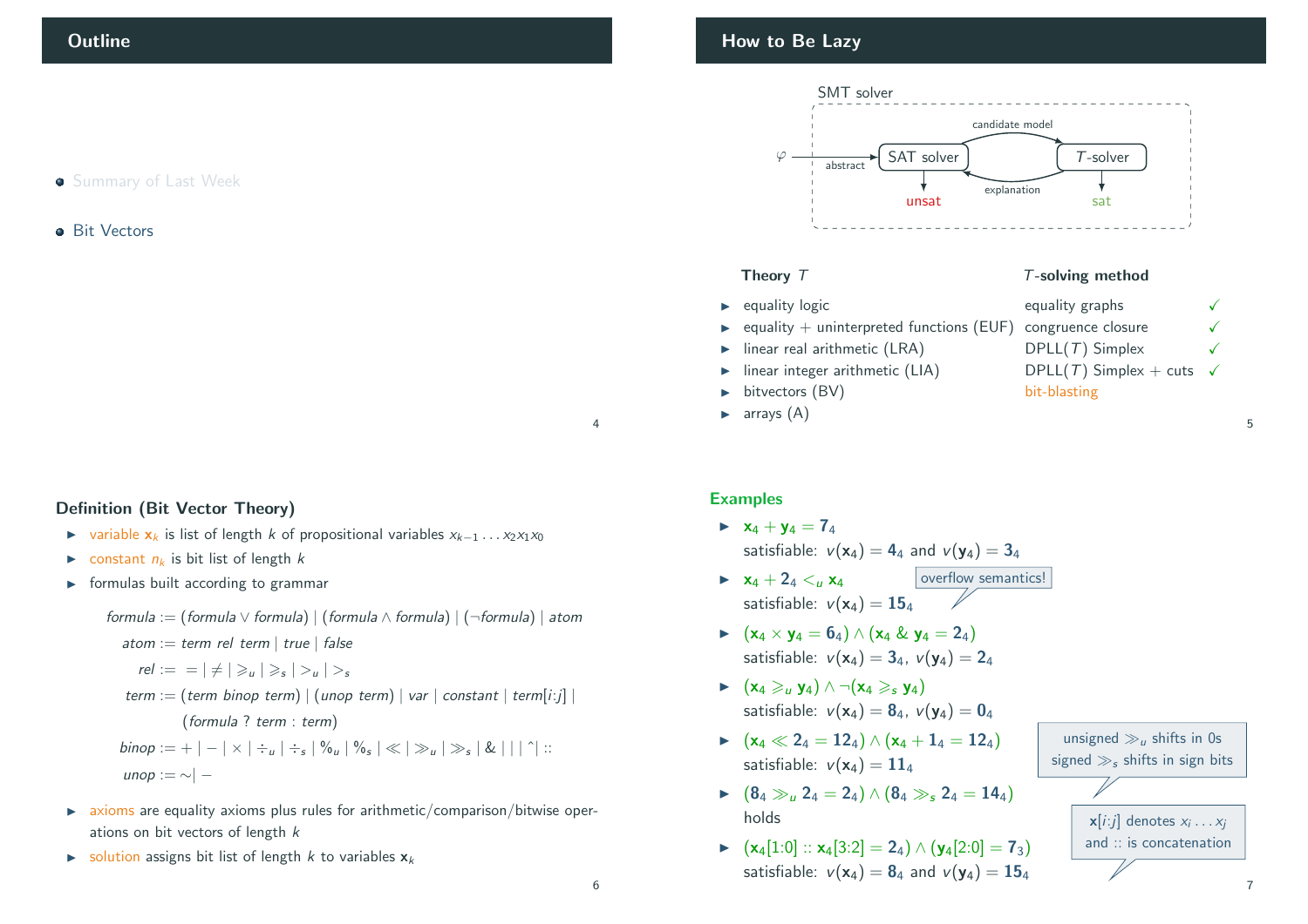## Outline

- Summary of Last Week
- Bit Vectors

## How to Be Lazy

SMT solver

$\varphi$ → abstract → SAT solver → candidate model → $T$-solver; $T$-solver → explanation → SAT solver; SAT solver → unsat; $T$-solver → sat

| Theory $T$ | $T$-solving method | |
|---|---|---|
| equality logic | equality graphs | ✓ |
| equality + uninterpreted functions (EUF) | congruence closure | ✓ |
| linear real arithmetic (LRA) | DPLL($T$) Simplex | ✓ |
| linear integer arithmetic (LIA) | DPLL($T$) Simplex + cuts | ✓ |
| bitvectors (BV) | bit-blasting | |
| arrays (A) | | |

### Definition (Bit Vector Theory)

- variable $\mathbf{x}_k$ is list of length $k$ of propositional variables $x_{k-1} \dots x_2 x_1 x_0$
- constant $n_k$ is bit list of length $k$
- formulas built according to grammar

$$
\begin{aligned}
\mathit{formula} &:= (\mathit{formula} \vee \mathit{formula}) \mid (\mathit{formula} \wedge \mathit{formula}) \mid (\neg \mathit{formula}) \mid \mathit{atom} \\
\mathit{atom} &:= \mathit{term}\ \mathit{rel}\ \mathit{term} \mid \mathit{true} \mid \mathit{false} \\
\mathit{rel} &:= \ = \mid \neq \mid \geqslant_u \mid \geqslant_s \mid >_u \mid >_s \\
\mathit{term} &:= (\mathit{term}\ \mathit{binop}\ \mathit{term}) \mid (\mathit{unop}\ \mathit{term}) \mid \mathit{var} \mid \mathit{constant} \mid \mathit{term}[i{:}j] \mid \\
&\qquad (\mathit{formula}\ ?\ \mathit{term} : \mathit{term}) \\
\mathit{binop} &:= + \mid - \mid \times \mid \div_u \mid \div_s \mid \%_u \mid \%_s \mid \ll \mid \gg_u \mid \gg_s \mid \& \mid \,|\, \mid \hat{} \mid :: \\
\mathit{unop} &:= \sim \mid -
\end{aligned}
$$

- axioms are equality axioms plus rules for arithmetic/comparison/bitwise operations on bit vectors of length $k$
- solution assigns bit list of length $k$ to variables $\mathbf{x}_k$

### Examples

- $\mathbf{x}_4 + \mathbf{y}_4 = \mathbf{7}_4$
  satisfiable: $v(\mathbf{x}_4) = \mathbf{4}_4$ and $v(\mathbf{y}_4) = \mathbf{3}_4$
- $\mathbf{x}_4 + \mathbf{2}_4 <_u \mathbf{x}_4$ (overflow semantics!)
  satisfiable: $v(\mathbf{x}_4) = \mathbf{15}_4$
- $(\mathbf{x}_4 \times \mathbf{y}_4 = \mathbf{6}_4) \wedge (\mathbf{x}_4 \,\&\, \mathbf{y}_4 = \mathbf{2}_4)$
  satisfiable: $v(\mathbf{x}_4) = \mathbf{3}_4$, $v(\mathbf{y}_4) = \mathbf{2}_4$
- $(\mathbf{x}_4 \geqslant_u \mathbf{y}_4) \wedge \neg(\mathbf{x}_4 \geqslant_s \mathbf{y}_4)$
  satisfiable: $v(\mathbf{x}_4) = \mathbf{8}_4$, $v(\mathbf{y}_4) = \mathbf{0}_4$
- $(\mathbf{x}_4 \ll \mathbf{2}_4 = \mathbf{12}_4) \wedge (\mathbf{x}_4 + \mathbf{1}_4 = \mathbf{12}_4)$
  satisfiable: $v(\mathbf{x}_4) = \mathbf{11}_4$
- $(\mathbf{8}_4 \gg_u \mathbf{2}_4 = \mathbf{2}_4) \wedge (\mathbf{8}_4 \gg_s \mathbf{2}_4 = \mathbf{14}_4)$ (unsigned $\gg_u$ shifts in 0s; signed $\gg_s$ shifts in sign bits)
  holds
- $(\mathbf{x}_4[1{:}0] :: \mathbf{x}_4[3{:}2] = \mathbf{2}_4) \wedge (\mathbf{y}_4[2{:}0] = \mathbf{7}_3)$ ($\mathbf{x}[i{:}j]$ denotes $x_i \dots x_j$ and $::$ is concatenation)
  satisfiable: $v(\mathbf{x}_4) = \mathbf{8}_4$ and $v(\mathbf{y}_4) = \mathbf{15}_4$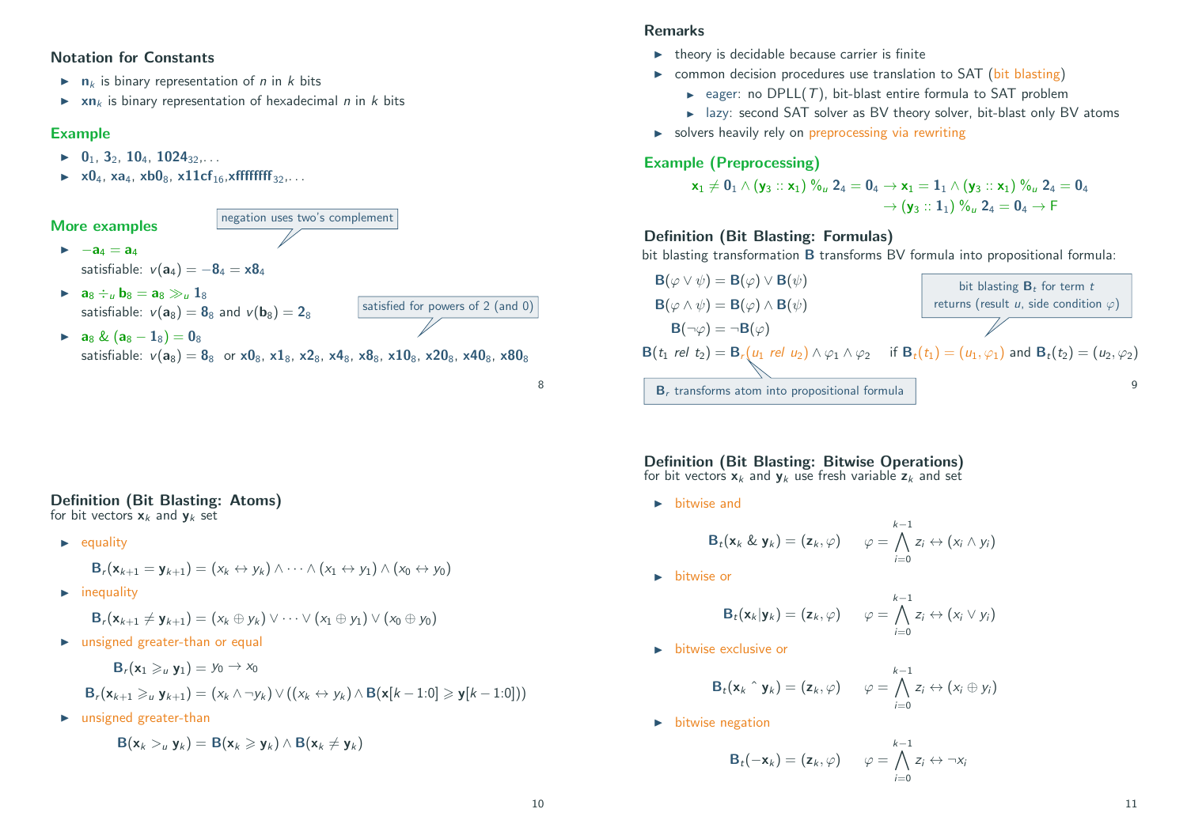## Notation for Constants

- $\mathbf{n}_k$ is binary representation of $n$ in $k$ bits
- $\mathbf{xn}_k$ is binary representation of hexadecimal $n$ in $k$ bits

### Example

- $\mathbf{0}_1$, $\mathbf{3}_2$, $\mathbf{10}_4$, $\mathbf{1024}_{32}$, ...
- $\mathbf{x0}_4$, $\mathbf{xa}_4$, $\mathbf{xb0}_8$, $\mathbf{x11cf}_{16}$, $\mathbf{xffffffff}_{32}$, ...

### More examples

negation uses two's complement

- $-\mathbf{a}_4 = \mathbf{a}_4$
  satisfiable: $v(\mathbf{a}_4) = -\mathbf{8}_4 = \mathbf{x8}_4$
- $\mathbf{a}_8 \div_u \mathbf{b}_8 = \mathbf{a}_8 \gg_u \mathbf{1}_8$
  satisfiable: $v(\mathbf{a}_8) = \mathbf{8}_8$ and $v(\mathbf{b}_8) = \mathbf{2}_8$

  satisfied for powers of 2 (and 0)
- $\mathbf{a}_8 \mathbin{\&} (\mathbf{a}_8 - \mathbf{1}_8) = \mathbf{0}_8$
  satisfiable: $v(\mathbf{a}_8) = \mathbf{8}_8$ or $\mathbf{x0}_8$, $\mathbf{x1}_8$, $\mathbf{x2}_8$, $\mathbf{x4}_8$, $\mathbf{x8}_8$, $\mathbf{x10}_8$, $\mathbf{x20}_8$, $\mathbf{x40}_8$, $\mathbf{x80}_8$

## Remarks

- theory is decidable because carrier is finite
- common decision procedures use translation to SAT (bit blasting)
  - eager: no DPLL($T$), bit-blast entire formula to SAT problem
  - lazy: second SAT solver as BV theory solver, bit-blast only BV atoms
- solvers heavily rely on preprocessing via rewriting

### Example (Preprocessing)

$$\mathbf{x}_1 \neq \mathbf{0}_1 \wedge (\mathbf{y}_3 :: \mathbf{x}_1) \mathbin{\%_u} \mathbf{2}_4 = \mathbf{0}_4 \rightarrow \mathbf{x}_1 = \mathbf{1}_1 \wedge (\mathbf{y}_3 :: \mathbf{x}_1) \mathbin{\%_u} \mathbf{2}_4 = \mathbf{0}_4$$
$$\rightarrow (\mathbf{y}_3 :: \mathbf{1}_1) \mathbin{\%_u} \mathbf{2}_4 = \mathbf{0}_4 \rightarrow \mathsf{F}$$

### Definition (Bit Blasting: Formulas)

bit blasting transformation $\mathbf{B}$ transforms BV formula into propositional formula:

$$\mathbf{B}(\varphi \vee \psi) = \mathbf{B}(\varphi) \vee \mathbf{B}(\psi)$$
$$\mathbf{B}(\varphi \wedge \psi) = \mathbf{B}(\varphi) \wedge \mathbf{B}(\psi)$$
$$\mathbf{B}(\neg\varphi) = \neg\mathbf{B}(\varphi)$$
$$\mathbf{B}(t_1 \ rel \ t_2) = \mathbf{B}_r(u_1 \ rel \ u_2) \wedge \varphi_1 \wedge \varphi_2 \quad \text{if } \mathbf{B}_t(t_1) = (u_1, \varphi_1) \text{ and } \mathbf{B}_t(t_2) = (u_2, \varphi_2)$$

bit blasting $\mathbf{B}_t$ for term $t$ returns (result $u$, side condition $\varphi$)

$\mathbf{B}_r$ transforms atom into propositional formula

### Definition (Bit Blasting: Atoms)

for bit vectors $\mathbf{x}_k$ and $\mathbf{y}_k$ set

- equality
  $$\mathbf{B}_r(\mathbf{x}_{k+1} = \mathbf{y}_{k+1}) = (x_k \leftrightarrow y_k) \wedge \cdots \wedge (x_1 \leftrightarrow y_1) \wedge (x_0 \leftrightarrow y_0)$$
- inequality
  $$\mathbf{B}_r(\mathbf{x}_{k+1} \neq \mathbf{y}_{k+1}) = (x_k \oplus y_k) \vee \cdots \vee (x_1 \oplus y_1) \vee (x_0 \oplus y_0)$$
- unsigned greater-than or equal
  $$\mathbf{B}_r(\mathbf{x}_1 \geqslant_u \mathbf{y}_1) = y_0 \rightarrow x_0$$
  $$\mathbf{B}_r(\mathbf{x}_{k+1} \geqslant_u \mathbf{y}_{k+1}) = (x_k \wedge \neg y_k) \vee ((x_k \leftrightarrow y_k) \wedge \mathbf{B}(\mathbf{x}[k-1{:}0] \geqslant \mathbf{y}[k-1{:}0]))$$
- unsigned greater-than
  $$\mathbf{B}(\mathbf{x}_k >_u \mathbf{y}_k) = \mathbf{B}(\mathbf{x}_k \geqslant \mathbf{y}_k) \wedge \mathbf{B}(\mathbf{x}_k \neq \mathbf{y}_k)$$

### Definition (Bit Blasting: Bitwise Operations)

for bit vectors $\mathbf{x}_k$ and $\mathbf{y}_k$ use fresh variable $\mathbf{z}_k$ and set

- bitwise and
  $$\mathbf{B}_t(\mathbf{x}_k \mathbin{\&} \mathbf{y}_k) = (\mathbf{z}_k, \varphi) \qquad \varphi = \bigwedge_{i=0}^{k-1} z_i \leftrightarrow (x_i \wedge y_i)$$
- bitwise or
  $$\mathbf{B}_t(\mathbf{x}_k | \mathbf{y}_k) = (\mathbf{z}_k, \varphi) \qquad \varphi = \bigwedge_{i=0}^{k-1} z_i \leftrightarrow (x_i \vee y_i)$$
- bitwise exclusive or
  $$\mathbf{B}_t(\mathbf{x}_k \ \hat{} \ \mathbf{y}_k) = (\mathbf{z}_k, \varphi) \qquad \varphi = \bigwedge_{i=0}^{k-1} z_i \leftrightarrow (x_i \oplus y_i)$$
- bitwise negation
  $$\mathbf{B}_t(-\mathbf{x}_k) = (\mathbf{z}_k, \varphi) \qquad \varphi = \bigwedge_{i=0}^{k-1} z_i \leftrightarrow \neg x_i$$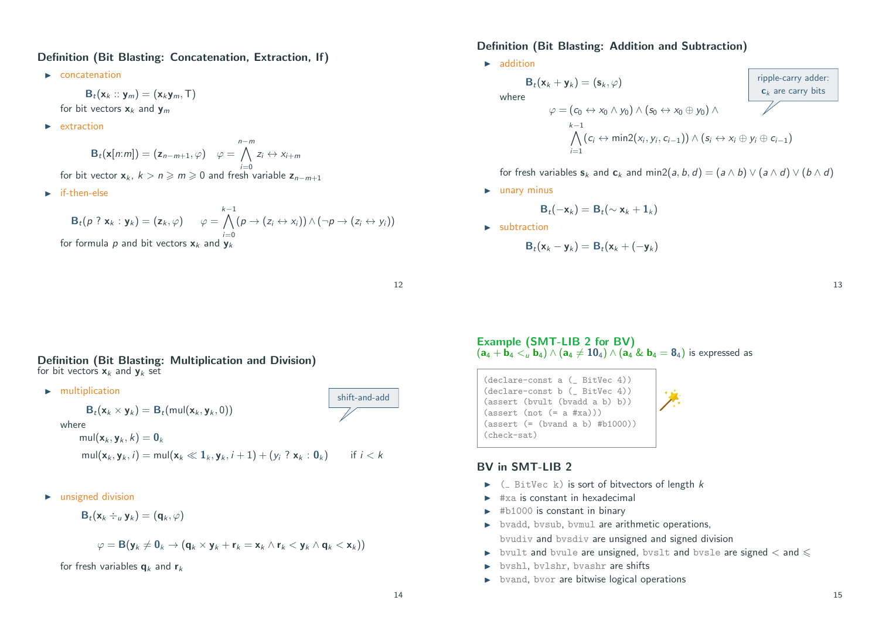### Definition (Bit Blasting: Concatenation, Extraction, If)

- concatenation

$$\mathbf{B}_t(\mathbf{x}_k :: \mathbf{y}_m) = (\mathbf{x}_k \mathbf{y}_m, \top)$$

for bit vectors $\mathbf{x}_k$ and $\mathbf{y}_m$

- extraction

$$\mathbf{B}_t(\mathbf{x}[n{:}m]) = (\mathbf{z}_{n-m+1}, \varphi) \quad \varphi = \bigwedge_{i=0}^{n-m} z_i \leftrightarrow x_{i+m}$$

for bit vector $\mathbf{x}_k$, $k > n \geqslant m \geqslant 0$ and fresh variable $\mathbf{z}_{n-m+1}$

- if-then-else

$$\mathbf{B}_t(p \ ? \ \mathbf{x}_k : \mathbf{y}_k) = (\mathbf{z}_k, \varphi) \qquad \varphi = \bigwedge_{i=0}^{k-1} (p \to (z_i \leftrightarrow x_i)) \wedge (\neg p \to (z_i \leftrightarrow y_i))$$

for formula $p$ and bit vectors $\mathbf{x}_k$ and $\mathbf{y}_k$

### Definition (Bit Blasting: Addition and Subtraction)

- addition

$$\mathbf{B}_t(\mathbf{x}_k + \mathbf{y}_k) = (\mathbf{s}_k, \varphi)$$

ripple-carry adder: $\mathbf{c}_k$ are carry bits

where

$$\varphi = (c_0 \leftrightarrow x_0 \wedge y_0) \wedge (s_0 \leftrightarrow x_0 \oplus y_0) \wedge \bigwedge_{i=1}^{k-1} (c_i \leftrightarrow \text{min2}(x_i, y_i, c_{i-1})) \wedge (s_i \leftrightarrow x_i \oplus y_i \oplus c_{i-1})$$

for fresh variables $\mathbf{s}_k$ and $\mathbf{c}_k$ and $\text{min2}(a,b,d) = (a \wedge b) \vee (a \wedge d) \vee (b \wedge d)$

- unary minus

$$\mathbf{B}_t(-\mathbf{x}_k) = \mathbf{B}_t(\sim \mathbf{x}_k + \mathbf{1}_k)$$

- subtraction

$$\mathbf{B}_t(\mathbf{x}_k - \mathbf{y}_k) = \mathbf{B}_t(\mathbf{x}_k + (-\mathbf{y}_k))$$

### Definition (Bit Blasting: Multiplication and Division)

for bit vectors $\mathbf{x}_k$ and $\mathbf{y}_k$ set

- multiplication

shift-and-add

$$\mathbf{B}_t(\mathbf{x}_k \times \mathbf{y}_k) = \mathbf{B}_t(\text{mul}(\mathbf{x}_k, \mathbf{y}_k, 0))$$

where

$$\text{mul}(\mathbf{x}_k, \mathbf{y}_k, k) = \mathbf{0}_k$$

$$\text{mul}(\mathbf{x}_k, \mathbf{y}_k, i) = \text{mul}(\mathbf{x}_k \ll \mathbf{1}_k, \mathbf{y}_k, i+1) + (y_i \ ? \ \mathbf{x}_k : \mathbf{0}_k) \qquad \text{if } i < k$$

- unsigned division

$$\mathbf{B}_t(\mathbf{x}_k \div_u \mathbf{y}_k) = (\mathbf{q}_k, \varphi)$$

$$\varphi = \mathbf{B}(\mathbf{y}_k \neq \mathbf{0}_k \to (\mathbf{q}_k \times \mathbf{y}_k + \mathbf{r}_k = \mathbf{x}_k \wedge \mathbf{r}_k < \mathbf{y}_k \wedge \mathbf{q}_k < \mathbf{x}_k))$$

for fresh variables $\mathbf{q}_k$ and $\mathbf{r}_k$

### Example (SMT-LIB 2 for BV)

$(\mathbf{a}_4 + \mathbf{b}_4 <_u \mathbf{b}_4) \wedge (\mathbf{a}_4 \neq \mathbf{10}_4) \wedge (\mathbf{a}_4 \ \& \ \mathbf{b}_4 = \mathbf{8}_4)$ is expressed as

```
(declare-const a (_ BitVec 4))
(declare-const b (_ BitVec 4))
(assert (bvult (bvadd a b) b))
(assert (not (= a #xa)))
(assert (= (bvand a b) #b1000))
(check-sat)
```

### BV in SMT-LIB 2

- `(_ BitVec k)` is sort of bitvectors of length $k$
- `#xa` is constant in hexadecimal
- `#b1000` is constant in binary
- `bvadd`, `bvsub`, `bvmul` are arithmetic operations, `bvudiv` and `bvsdiv` are unsigned and signed division
- `bvult` and `bvule` are unsigned, `bvslt` and `bvsle` are signed $<$ and $\leqslant$
- `bvshl`, `bvlshr`, `bvashr` are shifts
- `bvand`, `bvor` are bitwise logical operations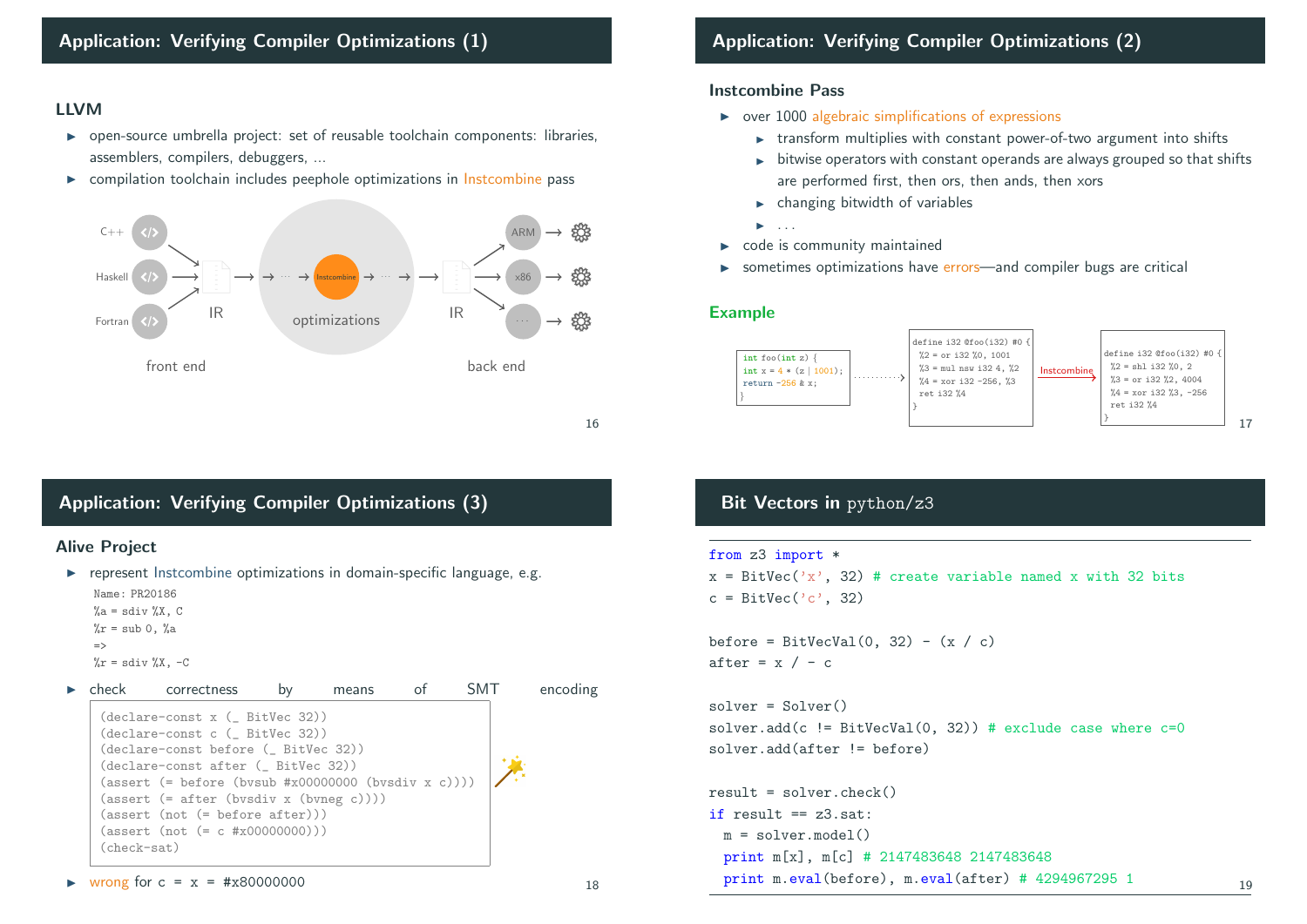## Application: Verifying Compiler Optimizations (1)

### LLVM

- open-source umbrella project: set of reusable toolchain components: libraries, assemblers, compilers, debuggers, …
- compilation toolchain includes peephole optimizations in Instcombine pass

C++, Haskell, Fortran → IR → ⋯ → Instcombine → ⋯ → IR → ARM, x86, ⋯

front end — optimizations — back end

## Application: Verifying Compiler Optimizations (2)

### Instcombine Pass

- over 1000 algebraic simplifications of expressions
  - transform multiplies with constant power-of-two argument into shifts
  - bitwise operators with constant operands are always grouped so that shifts are performed first, then ors, then ands, then xors
  - changing bitwidth of variables
  - …
- code is community maintained
- sometimes optimizations have errors—and compiler bugs are critical

### Example

```
int foo(int z) {
int x = 4 * (z | 1001);
return -256 & x;
}
```

```
define i32 @foo(i32) #0 {
 %2 = or i32 %0, 1001
 %3 = mul nsw i32 4, %2
 %4 = xor i32 -256, %3
 ret i32 %4
}
```

Instcombine →

```
define i32 @foo(i32) #0 {
 %2 = shl i32 %0, 2
 %3 = or i32 %2, 4004
 %4 = xor i32 %3, -256
 ret i32 %4
}
```

## Application: Verifying Compiler Optimizations (3)

### Alive Project

- represent Instcombine optimizations in domain-specific language, e.g.

```
Name: PR20186
%a = sdiv %X, C
%r = sub 0, %a
=>
%r = sdiv %X, -C
```

- check correctness by means of SMT encoding

```
(declare-const x (_ BitVec 32))
(declare-const c (_ BitVec 32))
(declare-const before (_ BitVec 32))
(declare-const after (_ BitVec 32))
(assert (= before (bvsub #x00000000 (bvsdiv x c))))
(assert (= after (bvsdiv x (bvneg c))))
(assert (not (= before after)))
(assert (not (= c #x00000000)))
(check-sat)
```

- wrong for c = x = #x80000000

## Bit Vectors in python/z3

```python
from z3 import *
x = BitVec('x', 32) # create variable named x with 32 bits
c = BitVec('c', 32)

before = BitVecVal(0, 32) - (x / c)
after = x / - c

solver = Solver()
solver.add(c != BitVecVal(0, 32)) # exclude case where c=0
solver.add(after != before)

result = solver.check()
if result == z3.sat:
  m = solver.model()
  print m[x], m[c] # 2147483648 2147483648
  print m.eval(before), m.eval(after) # 4294967295 1
```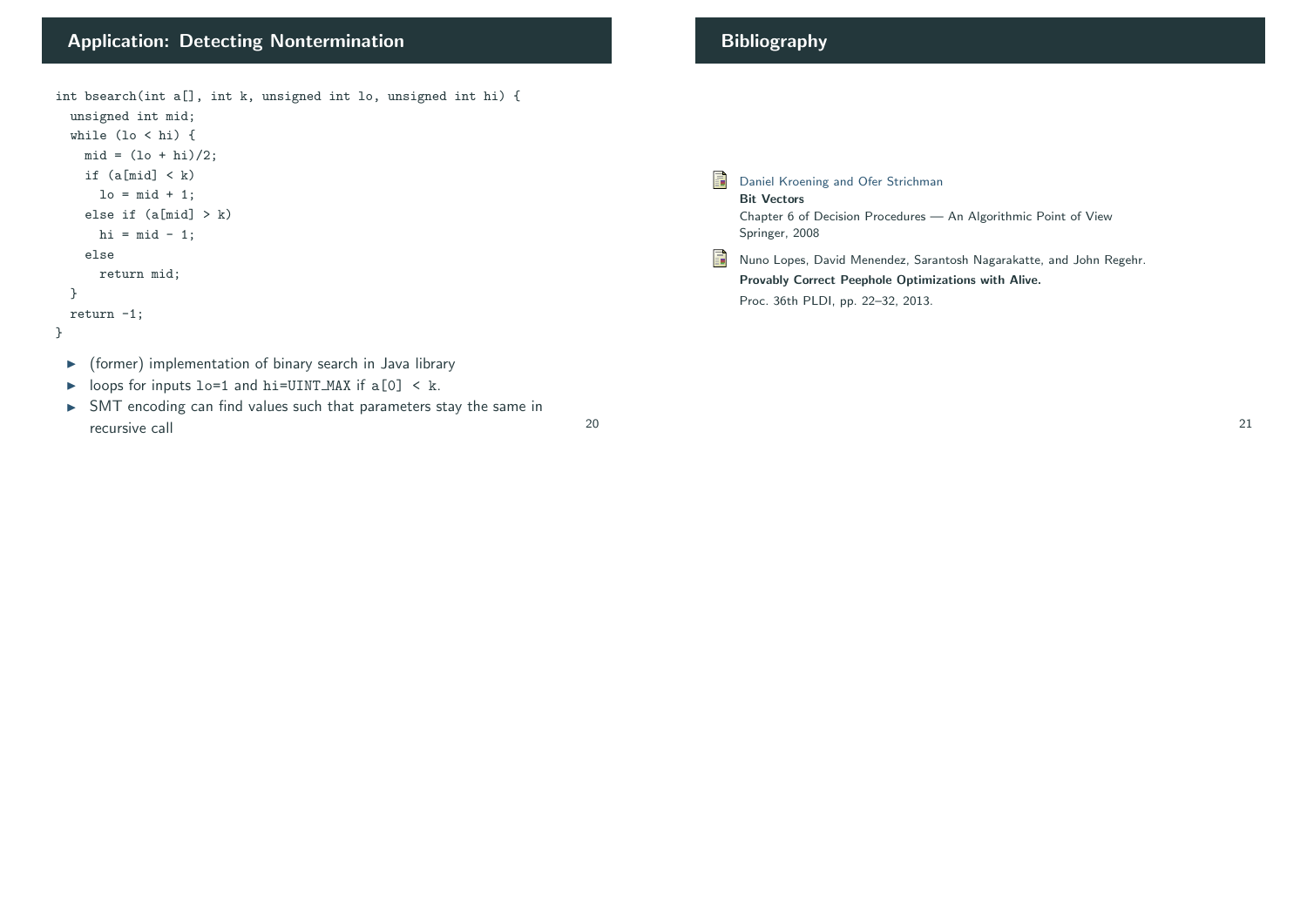## Application: Detecting Nontermination

```
int bsearch(int a[], int k, unsigned int lo, unsigned int hi) {
  unsigned int mid;
  while (lo < hi) {
    mid = (lo + hi)/2;
    if (a[mid] < k)
      lo = mid + 1;
    else if (a[mid] > k)
      hi = mid - 1;
    else
      return mid;
  }
  return -1;
}
```

- (former) implementation of binary search in Java library
- loops for inputs `lo=1` and `hi=UINT_MAX` if `a[0] < k`.
- SMT encoding can find values such that parameters stay the same in recursive call

## Bibliography

- Daniel Kroening and Ofer Strichman
  **Bit Vectors**
  Chapter 6 of Decision Procedures — An Algorithmic Point of View
  Springer, 2008

- Nuno Lopes, David Menendez, Sarantosh Nagarakatte, and John Regehr.
  **Provably Correct Peephole Optimizations with Alive.**
  Proc. 36th PLDI, pp. 22–32, 2013.